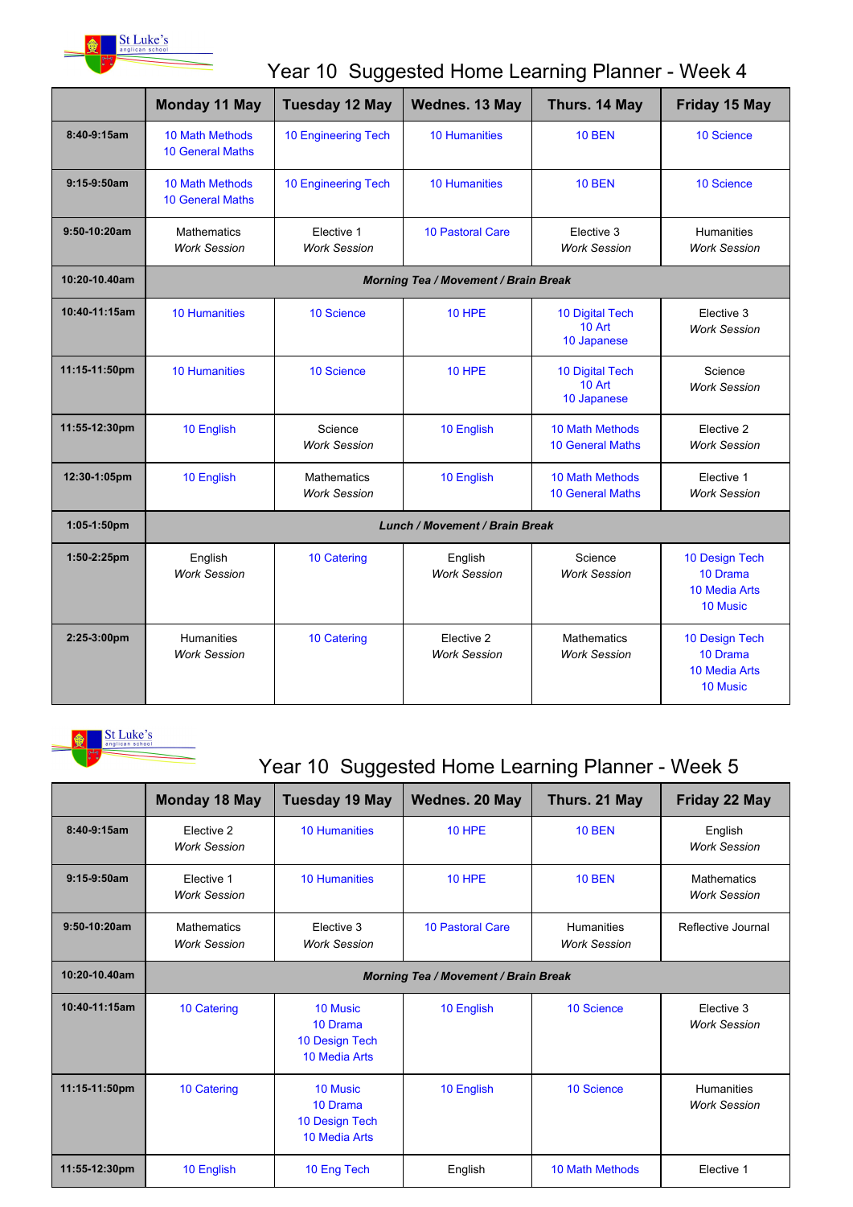St Luke's anglican school

# Year 10 Suggested Home Learning Planner - Week 4

| | Monday 11 May | Tuesday 12 May | Wednes. 13 May | Thurs. 14 May | Friday 15 May |
|---|---|---|---|---|---|
| 8:40-9:15am | 10 Math Methods<br>10 General Maths | 10 Engineering Tech | 10 Humanities | 10 BEN | 10 Science |
| 9:15-9:50am | 10 Math Methods<br>10 General Maths | 10 Engineering Tech | 10 Humanities | 10 BEN | 10 Science |
| 9:50-10:20am | Mathematics<br>*Work Session* | Elective 1<br>*Work Session* | 10 Pastoral Care | Elective 3<br>*Work Session* | Humanities<br>*Work Session* |
| 10:20-10.40am | ***Morning Tea / Movement / Brain Break*** | | | | |
| 10:40-11:15am | 10 Humanities | 10 Science | 10 HPE | 10 Digital Tech<br>10 Art<br>10 Japanese | Elective 3<br>*Work Session* |
| 11:15-11:50pm | 10 Humanities | 10 Science | 10 HPE | 10 Digital Tech<br>10 Art<br>10 Japanese | Science<br>*Work Session* |
| 11:55-12:30pm | 10 English | Science<br>*Work Session* | 10 English | 10 Math Methods<br>10 General Maths | Elective 2<br>*Work Session* |
| 12:30-1:05pm | 10 English | Mathematics<br>*Work Session* | 10 English | 10 Math Methods<br>10 General Maths | Elective 1<br>*Work Session* |
| 1:05-1:50pm | ***Lunch / Movement / Brain Break*** | | | | |
| 1:50-2:25pm | English<br>*Work Session* | 10 Catering | English<br>*Work Session* | Science<br>*Work Session* | 10 Design Tech<br>10 Drama<br>10 Media Arts<br>10 Music |
| 2:25-3:00pm | Humanities<br>*Work Session* | 10 Catering | Elective 2<br>*Work Session* | Mathematics<br>*Work Session* | 10 Design Tech<br>10 Drama<br>10 Media Arts<br>10 Music |

St Luke's anglican school

# Year 10 Suggested Home Learning Planner - Week 5

| | Monday 18 May | Tuesday 19 May | Wednes. 20 May | Thurs. 21 May | Friday 22 May |
|---|---|---|---|---|---|
| 8:40-9:15am | Elective 2<br>*Work Session* | 10 Humanities | 10 HPE | 10 BEN | English<br>*Work Session* |
| 9:15-9:50am | Elective 1<br>*Work Session* | 10 Humanities | 10 HPE | 10 BEN | Mathematics<br>*Work Session* |
| 9:50-10:20am | Mathematics<br>*Work Session* | Elective 3<br>*Work Session* | 10 Pastoral Care | Humanities<br>*Work Session* | Reflective Journal |
| 10:20-10.40am | ***Morning Tea / Movement / Brain Break*** | | | | |
| 10:40-11:15am | 10 Catering | 10 Music<br>10 Drama<br>10 Design Tech<br>10 Media Arts | 10 English | 10 Science | Elective 3<br>*Work Session* |
| 11:15-11:50pm | 10 Catering | 10 Music<br>10 Drama<br>10 Design Tech<br>10 Media Arts | 10 English | 10 Science | Humanities<br>*Work Session* |
| 11:55-12:30pm | 10 English | 10 Eng Tech | English | 10 Math Methods | Elective 1 |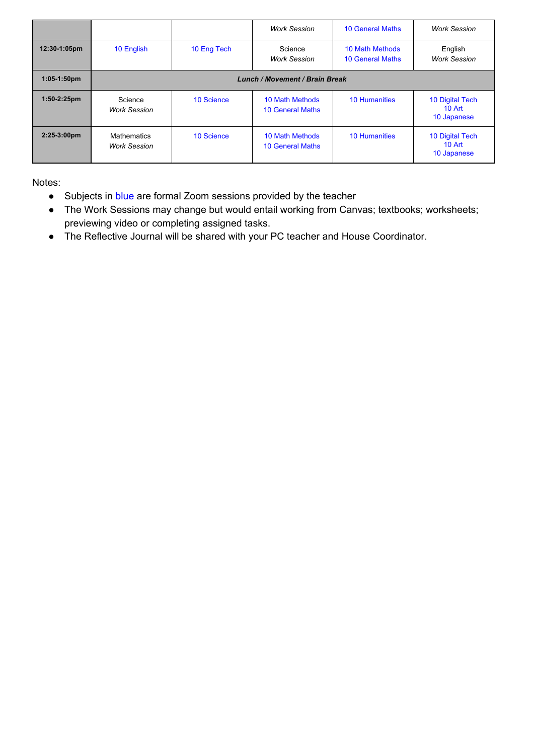| | | | | | |
|---|---|---|---|---|---|
| | | | *Work Session* | 10 General Maths | *Work Session* |
| **12:30-1:05pm** | 10 English | 10 Eng Tech | Science *Work Session* | 10 Math Methods 10 General Maths | English *Work Session* |
| **1:05-1:50pm** | ***Lunch / Movement / Brain Break*** | | | | |
| **1:50-2:25pm** | Science *Work Session* | 10 Science | 10 Math Methods 10 General Maths | 10 Humanities | 10 Digital Tech 10 Art 10 Japanese |
| **2:25-3:00pm** | Mathematics *Work Session* | 10 Science | 10 Math Methods 10 General Maths | 10 Humanities | 10 Digital Tech 10 Art 10 Japanese |

Notes:

- Subjects in blue are formal Zoom sessions provided by the teacher
- The Work Sessions may change but would entail working from Canvas; textbooks; worksheets; previewing video or completing assigned tasks.
- The Reflective Journal will be shared with your PC teacher and House Coordinator.